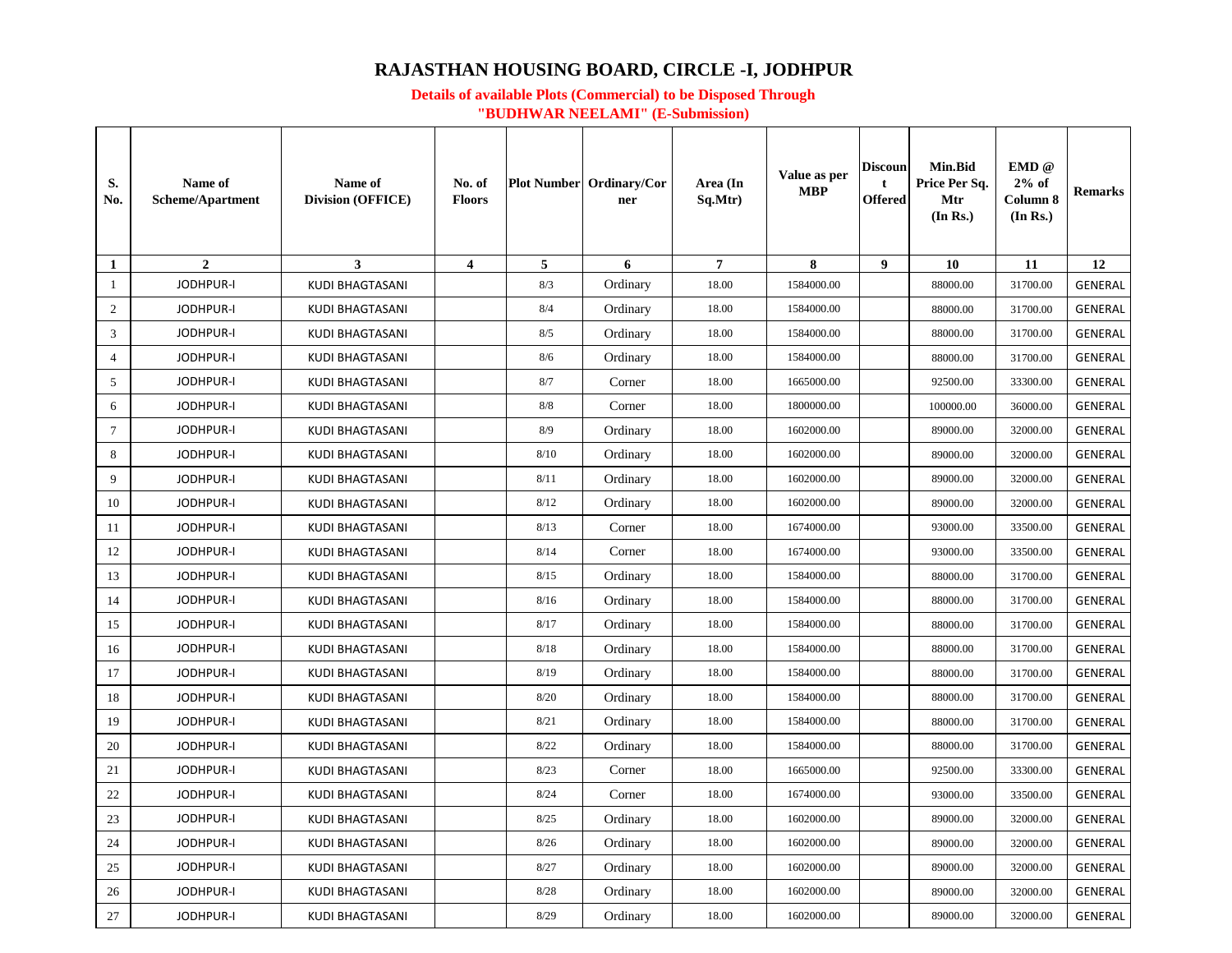# RAJASTHAN HOUSING BOARD, CIRCLE -I, JODHPUR

**Details of available Plots (Commercial) to be Disposed Through "BUDHWAR NEELAMI" (E-Submission)**

| S. No. | Name of Scheme/Apartment | Name of Division (OFFICE) | No. of Floors | Plot Number | Ordinary/Corner | Area (In Sq.Mtr) | Value as per MBP | Discount Offered | Min.Bid Price Per Sq. Mtr (In Rs.) | EMD @ 2% of Column 8 (In Rs.) | Remarks |
|---|---|---|---|---|---|---|---|---|---|---|---|
| 1 | 2 | 3 | 4 | 5 | 6 | 7 | 8 | 9 | 10 | 11 | 12 |
| 1 | JODHPUR-I | KUDI BHAGTASANI | | 8/3 | Ordinary | 18.00 | 1584000.00 | | 88000.00 | 31700.00 | GENERAL |
| 2 | JODHPUR-I | KUDI BHAGTASANI | | 8/4 | Ordinary | 18.00 | 1584000.00 | | 88000.00 | 31700.00 | GENERAL |
| 3 | JODHPUR-I | KUDI BHAGTASANI | | 8/5 | Ordinary | 18.00 | 1584000.00 | | 88000.00 | 31700.00 | GENERAL |
| 4 | JODHPUR-I | KUDI BHAGTASANI | | 8/6 | Ordinary | 18.00 | 1584000.00 | | 88000.00 | 31700.00 | GENERAL |
| 5 | JODHPUR-I | KUDI BHAGTASANI | | 8/7 | Corner | 18.00 | 1665000.00 | | 92500.00 | 33300.00 | GENERAL |
| 6 | JODHPUR-I | KUDI BHAGTASANI | | 8/8 | Corner | 18.00 | 1800000.00 | | 100000.00 | 36000.00 | GENERAL |
| 7 | JODHPUR-I | KUDI BHAGTASANI | | 8/9 | Ordinary | 18.00 | 1602000.00 | | 89000.00 | 32000.00 | GENERAL |
| 8 | JODHPUR-I | KUDI BHAGTASANI | | 8/10 | Ordinary | 18.00 | 1602000.00 | | 89000.00 | 32000.00 | GENERAL |
| 9 | JODHPUR-I | KUDI BHAGTASANI | | 8/11 | Ordinary | 18.00 | 1602000.00 | | 89000.00 | 32000.00 | GENERAL |
| 10 | JODHPUR-I | KUDI BHAGTASANI | | 8/12 | Ordinary | 18.00 | 1602000.00 | | 89000.00 | 32000.00 | GENERAL |
| 11 | JODHPUR-I | KUDI BHAGTASANI | | 8/13 | Corner | 18.00 | 1674000.00 | | 93000.00 | 33500.00 | GENERAL |
| 12 | JODHPUR-I | KUDI BHAGTASANI | | 8/14 | Corner | 18.00 | 1674000.00 | | 93000.00 | 33500.00 | GENERAL |
| 13 | JODHPUR-I | KUDI BHAGTASANI | | 8/15 | Ordinary | 18.00 | 1584000.00 | | 88000.00 | 31700.00 | GENERAL |
| 14 | JODHPUR-I | KUDI BHAGTASANI | | 8/16 | Ordinary | 18.00 | 1584000.00 | | 88000.00 | 31700.00 | GENERAL |
| 15 | JODHPUR-I | KUDI BHAGTASANI | | 8/17 | Ordinary | 18.00 | 1584000.00 | | 88000.00 | 31700.00 | GENERAL |
| 16 | JODHPUR-I | KUDI BHAGTASANI | | 8/18 | Ordinary | 18.00 | 1584000.00 | | 88000.00 | 31700.00 | GENERAL |
| 17 | JODHPUR-I | KUDI BHAGTASANI | | 8/19 | Ordinary | 18.00 | 1584000.00 | | 88000.00 | 31700.00 | GENERAL |
| 18 | JODHPUR-I | KUDI BHAGTASANI | | 8/20 | Ordinary | 18.00 | 1584000.00 | | 88000.00 | 31700.00 | GENERAL |
| 19 | JODHPUR-I | KUDI BHAGTASANI | | 8/21 | Ordinary | 18.00 | 1584000.00 | | 88000.00 | 31700.00 | GENERAL |
| 20 | JODHPUR-I | KUDI BHAGTASANI | | 8/22 | Ordinary | 18.00 | 1584000.00 | | 88000.00 | 31700.00 | GENERAL |
| 21 | JODHPUR-I | KUDI BHAGTASANI | | 8/23 | Corner | 18.00 | 1665000.00 | | 92500.00 | 33300.00 | GENERAL |
| 22 | JODHPUR-I | KUDI BHAGTASANI | | 8/24 | Corner | 18.00 | 1674000.00 | | 93000.00 | 33500.00 | GENERAL |
| 23 | JODHPUR-I | KUDI BHAGTASANI | | 8/25 | Ordinary | 18.00 | 1602000.00 | | 89000.00 | 32000.00 | GENERAL |
| 24 | JODHPUR-I | KUDI BHAGTASANI | | 8/26 | Ordinary | 18.00 | 1602000.00 | | 89000.00 | 32000.00 | GENERAL |
| 25 | JODHPUR-I | KUDI BHAGTASANI | | 8/27 | Ordinary | 18.00 | 1602000.00 | | 89000.00 | 32000.00 | GENERAL |
| 26 | JODHPUR-I | KUDI BHAGTASANI | | 8/28 | Ordinary | 18.00 | 1602000.00 | | 89000.00 | 32000.00 | GENERAL |
| 27 | JODHPUR-I | KUDI BHAGTASANI | | 8/29 | Ordinary | 18.00 | 1602000.00 | | 89000.00 | 32000.00 | GENERAL |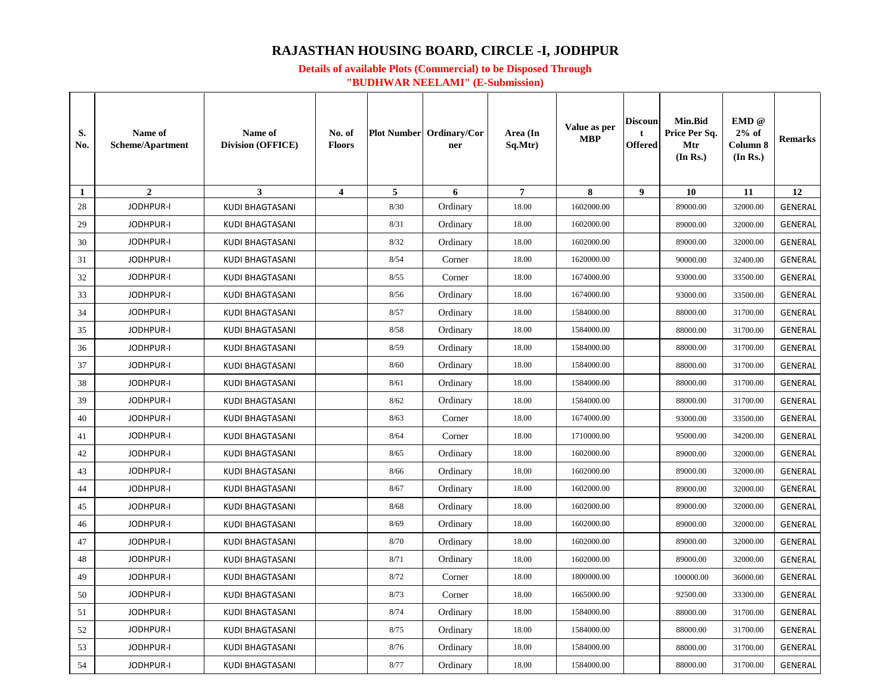# RAJASTHAN HOUSING BOARD, CIRCLE -I, JODHPUR

**Details of available Plots (Commercial) to be Disposed Through "BUDHWAR NEELAMI" (E-Submission)**

| S. No. | Name of Scheme/Apartment | Name of Division (OFFICE) | No. of Floors | Plot Number | Ordinary/Corner | Area (In Sq.Mtr) | Value as per MBP | Discount Offered | Min.Bid Price Per Sq. Mtr (In Rs.) | EMD @ 2% of Column 8 (In Rs.) | Remarks |
|---|---|---|---|---|---|---|---|---|---|---|---|
| 1 | 2 | 3 | 4 | 5 | 6 | 7 | 8 | 9 | 10 | 11 | 12 |
| 28 | JODHPUR-I | KUDI BHAGTASANI | | 8/30 | Ordinary | 18.00 | 1602000.00 | | 89000.00 | 32000.00 | GENERAL |
| 29 | JODHPUR-I | KUDI BHAGTASANI | | 8/31 | Ordinary | 18.00 | 1602000.00 | | 89000.00 | 32000.00 | GENERAL |
| 30 | JODHPUR-I | KUDI BHAGTASANI | | 8/32 | Ordinary | 18.00 | 1602000.00 | | 89000.00 | 32000.00 | GENERAL |
| 31 | JODHPUR-I | KUDI BHAGTASANI | | 8/54 | Corner | 18.00 | 1620000.00 | | 90000.00 | 32400.00 | GENERAL |
| 32 | JODHPUR-I | KUDI BHAGTASANI | | 8/55 | Corner | 18.00 | 1674000.00 | | 93000.00 | 33500.00 | GENERAL |
| 33 | JODHPUR-I | KUDI BHAGTASANI | | 8/56 | Ordinary | 18.00 | 1674000.00 | | 93000.00 | 33500.00 | GENERAL |
| 34 | JODHPUR-I | KUDI BHAGTASANI | | 8/57 | Ordinary | 18.00 | 1584000.00 | | 88000.00 | 31700.00 | GENERAL |
| 35 | JODHPUR-I | KUDI BHAGTASANI | | 8/58 | Ordinary | 18.00 | 1584000.00 | | 88000.00 | 31700.00 | GENERAL |
| 36 | JODHPUR-I | KUDI BHAGTASANI | | 8/59 | Ordinary | 18.00 | 1584000.00 | | 88000.00 | 31700.00 | GENERAL |
| 37 | JODHPUR-I | KUDI BHAGTASANI | | 8/60 | Ordinary | 18.00 | 1584000.00 | | 88000.00 | 31700.00 | GENERAL |
| 38 | JODHPUR-I | KUDI BHAGTASANI | | 8/61 | Ordinary | 18.00 | 1584000.00 | | 88000.00 | 31700.00 | GENERAL |
| 39 | JODHPUR-I | KUDI BHAGTASANI | | 8/62 | Ordinary | 18.00 | 1584000.00 | | 88000.00 | 31700.00 | GENERAL |
| 40 | JODHPUR-I | KUDI BHAGTASANI | | 8/63 | Corner | 18.00 | 1674000.00 | | 93000.00 | 33500.00 | GENERAL |
| 41 | JODHPUR-I | KUDI BHAGTASANI | | 8/64 | Corner | 18.00 | 1710000.00 | | 95000.00 | 34200.00 | GENERAL |
| 42 | JODHPUR-I | KUDI BHAGTASANI | | 8/65 | Ordinary | 18.00 | 1602000.00 | | 89000.00 | 32000.00 | GENERAL |
| 43 | JODHPUR-I | KUDI BHAGTASANI | | 8/66 | Ordinary | 18.00 | 1602000.00 | | 89000.00 | 32000.00 | GENERAL |
| 44 | JODHPUR-I | KUDI BHAGTASANI | | 8/67 | Ordinary | 18.00 | 1602000.00 | | 89000.00 | 32000.00 | GENERAL |
| 45 | JODHPUR-I | KUDI BHAGTASANI | | 8/68 | Ordinary | 18.00 | 1602000.00 | | 89000.00 | 32000.00 | GENERAL |
| 46 | JODHPUR-I | KUDI BHAGTASANI | | 8/69 | Ordinary | 18.00 | 1602000.00 | | 89000.00 | 32000.00 | GENERAL |
| 47 | JODHPUR-I | KUDI BHAGTASANI | | 8/70 | Ordinary | 18.00 | 1602000.00 | | 89000.00 | 32000.00 | GENERAL |
| 48 | JODHPUR-I | KUDI BHAGTASANI | | 8/71 | Ordinary | 18.00 | 1602000.00 | | 89000.00 | 32000.00 | GENERAL |
| 49 | JODHPUR-I | KUDI BHAGTASANI | | 8/72 | Corner | 18.00 | 1800000.00 | | 100000.00 | 36000.00 | GENERAL |
| 50 | JODHPUR-I | KUDI BHAGTASANI | | 8/73 | Corner | 18.00 | 1665000.00 | | 92500.00 | 33300.00 | GENERAL |
| 51 | JODHPUR-I | KUDI BHAGTASANI | | 8/74 | Ordinary | 18.00 | 1584000.00 | | 88000.00 | 31700.00 | GENERAL |
| 52 | JODHPUR-I | KUDI BHAGTASANI | | 8/75 | Ordinary | 18.00 | 1584000.00 | | 88000.00 | 31700.00 | GENERAL |
| 53 | JODHPUR-I | KUDI BHAGTASANI | | 8/76 | Ordinary | 18.00 | 1584000.00 | | 88000.00 | 31700.00 | GENERAL |
| 54 | JODHPUR-I | KUDI BHAGTASANI | | 8/77 | Ordinary | 18.00 | 1584000.00 | | 88000.00 | 31700.00 | GENERAL |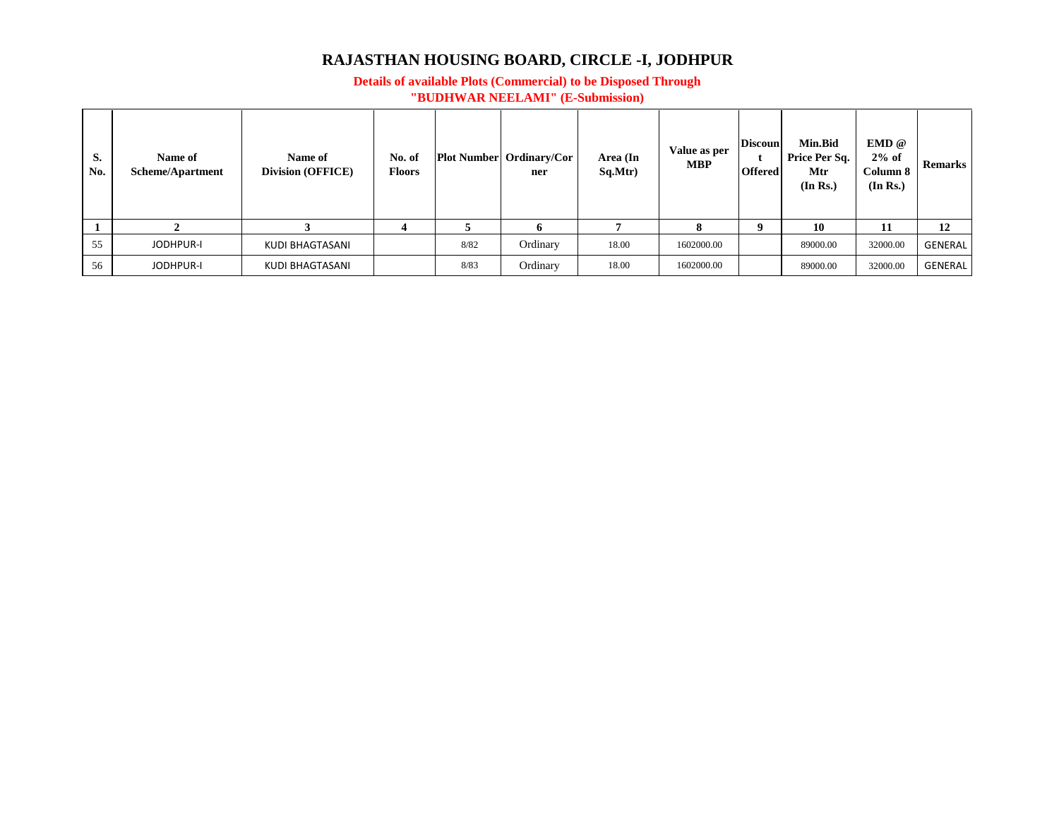# RAJASTHAN HOUSING BOARD, CIRCLE -I, JODHPUR

**Details of available Plots (Commercial) to be Disposed Through "BUDHWAR NEELAMI" (E-Submission)**

| S. No. | Name of Scheme/Apartment | Name of Division (OFFICE) | No. of Floors | Plot Number | Ordinary/Corner | Area (In Sq.Mtr) | Value as per MBP | Discount Offered | Min.Bid Price Per Sq. Mtr (In Rs.) | EMD @ 2% of Column 8 (In Rs.) | Remarks |
|---|---|---|---|---|---|---|---|---|---|---|---|
| 1 | 2 | 3 | 4 | 5 | 6 | 7 | 8 | 9 | 10 | 11 | 12 |
| 55 | JODHPUR-I | KUDI BHAGTASANI | | 8/82 | Ordinary | 18.00 | 1602000.00 | | 89000.00 | 32000.00 | GENERAL |
| 56 | JODHPUR-I | KUDI BHAGTASANI | | 8/83 | Ordinary | 18.00 | 1602000.00 | | 89000.00 | 32000.00 | GENERAL |